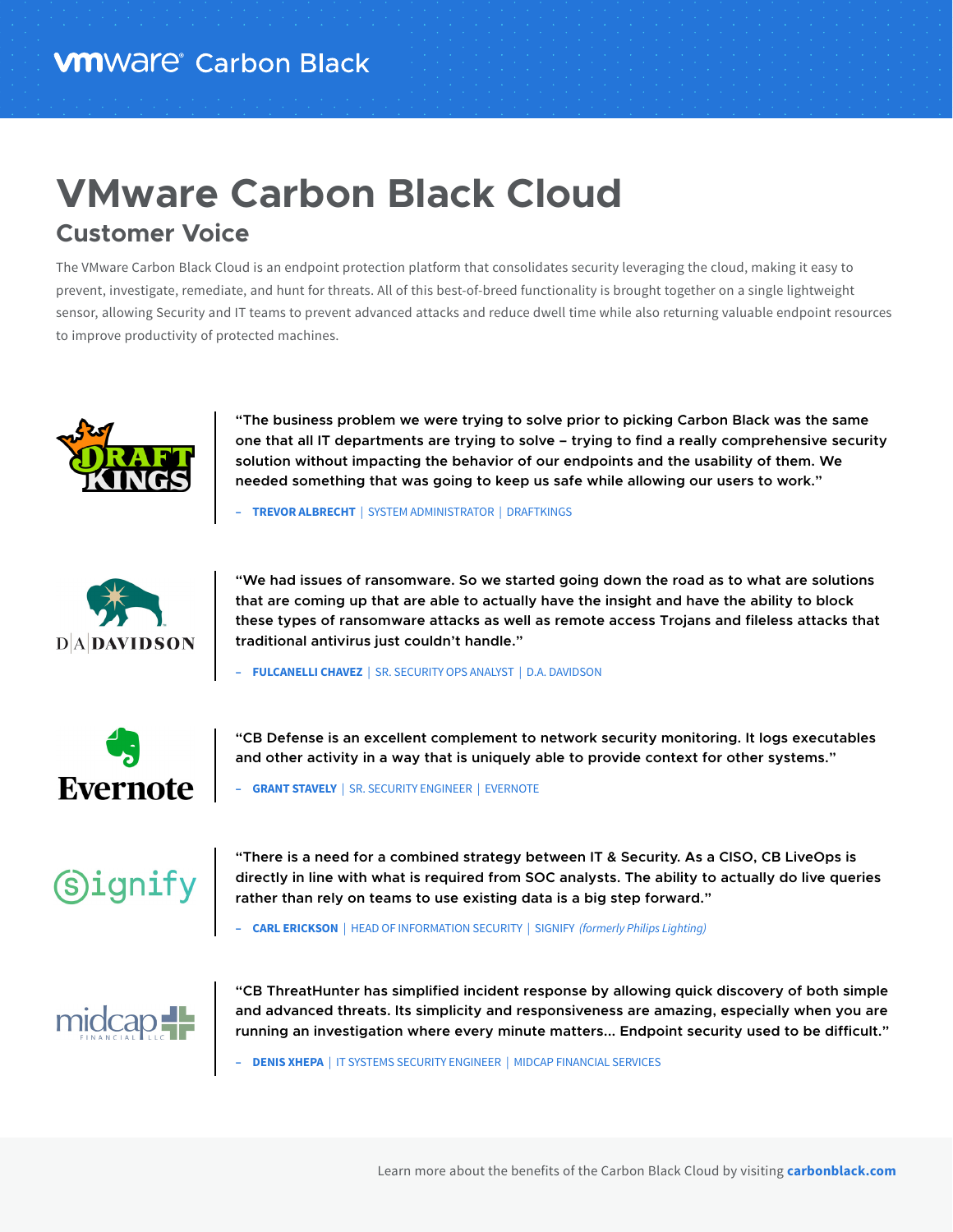VMware Carbon Black

# VMware Carbon Black Cloud

## Customer Voice

The VMware Carbon Black Cloud is an endpoint protection platform that consolidates security leveraging the cloud, making it easy to prevent, investigate, remediate, and hunt for threats. All of this best-of-breed functionality is brought together on a single lightweight sensor, allowing Security and IT teams to prevent advanced attacks and reduce dwell time while also returning valuable endpoint resources to improve productivity of protected machines.

DraftKings

**"The business problem we were trying to solve prior to picking Carbon Black was the same one that all IT departments are trying to solve – trying to find a really comprehensive security solution without impacting the behavior of our endpoints and the usability of them. We needed something that was going to keep us safe while allowing our users to work."**

– **TREVOR ALBRECHT** | SYSTEM ADMINISTRATOR | DRAFTKINGS

D.A. Davidson

**"We had issues of ransomware. So we started going down the road as to what are solutions that are coming up that are able to actually have the insight and have the ability to block these types of ransomware attacks as well as remote access Trojans and fileless attacks that traditional antivirus just couldn't handle."**

– **FULCANELLI CHAVEZ** | SR. SECURITY OPS ANALYST | D.A. DAVIDSON

Evernote

**"CB Defense is an excellent complement to network security monitoring. It logs executables and other activity in a way that is uniquely able to provide context for other systems."**

– **GRANT STAVELY** | SR. SECURITY ENGINEER | EVERNOTE

Signify

**"There is a need for a combined strategy between IT & Security. As a CISO, CB LiveOps is directly in line with what is required from SOC analysts. The ability to actually do live queries rather than rely on teams to use existing data is a big step forward."**

– **CARL ERICKSON** | HEAD OF INFORMATION SECURITY | SIGNIFY *(formerly Philips Lighting)*

MidCap Financial LLC

**"CB ThreatHunter has simplified incident response by allowing quick discovery of both simple and advanced threats. Its simplicity and responsiveness are amazing, especially when you are running an investigation where every minute matters… Endpoint security used to be difficult."**

– **DENIS XHEPA** | IT SYSTEMS SECURITY ENGINEER | MIDCAP FINANCIAL SERVICES

Learn more about the benefits of the Carbon Black Cloud by visiting **carbonblack.com**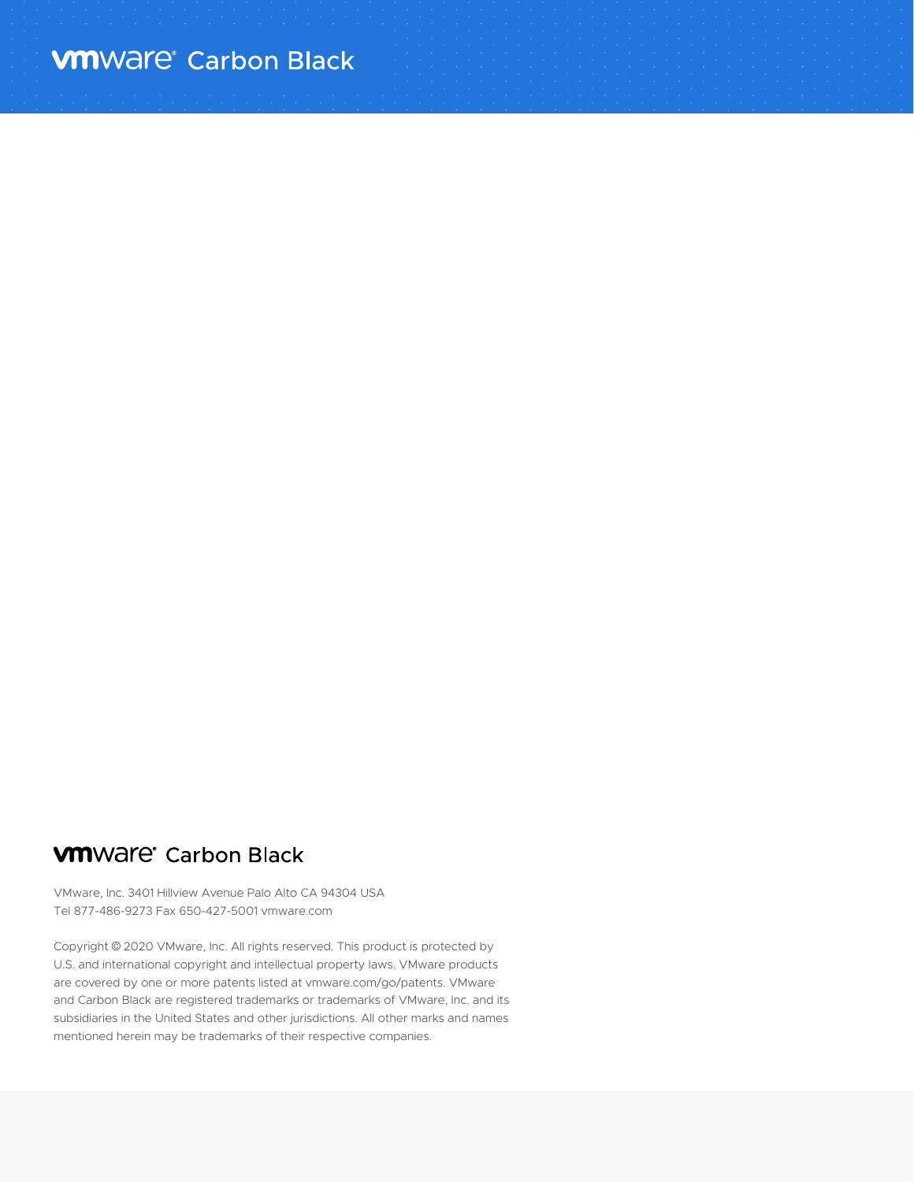vmware Carbon Black

vmware Carbon Black

VMware, Inc. 3401 Hillview Avenue Palo Alto CA 94304 USA
Tel 877-486-9273 Fax 650-427-5001 vmware.com

Copyright © 2020 VMware, Inc. All rights reserved. This product is protected by U.S. and international copyright and intellectual property laws. VMware products are covered by one or more patents listed at vmware.com/go/patents. VMware and Carbon Black are registered trademarks or trademarks of VMware, Inc. and its subsidiaries in the United States and other jurisdictions. All other marks and names mentioned herein may be trademarks of their respective companies.